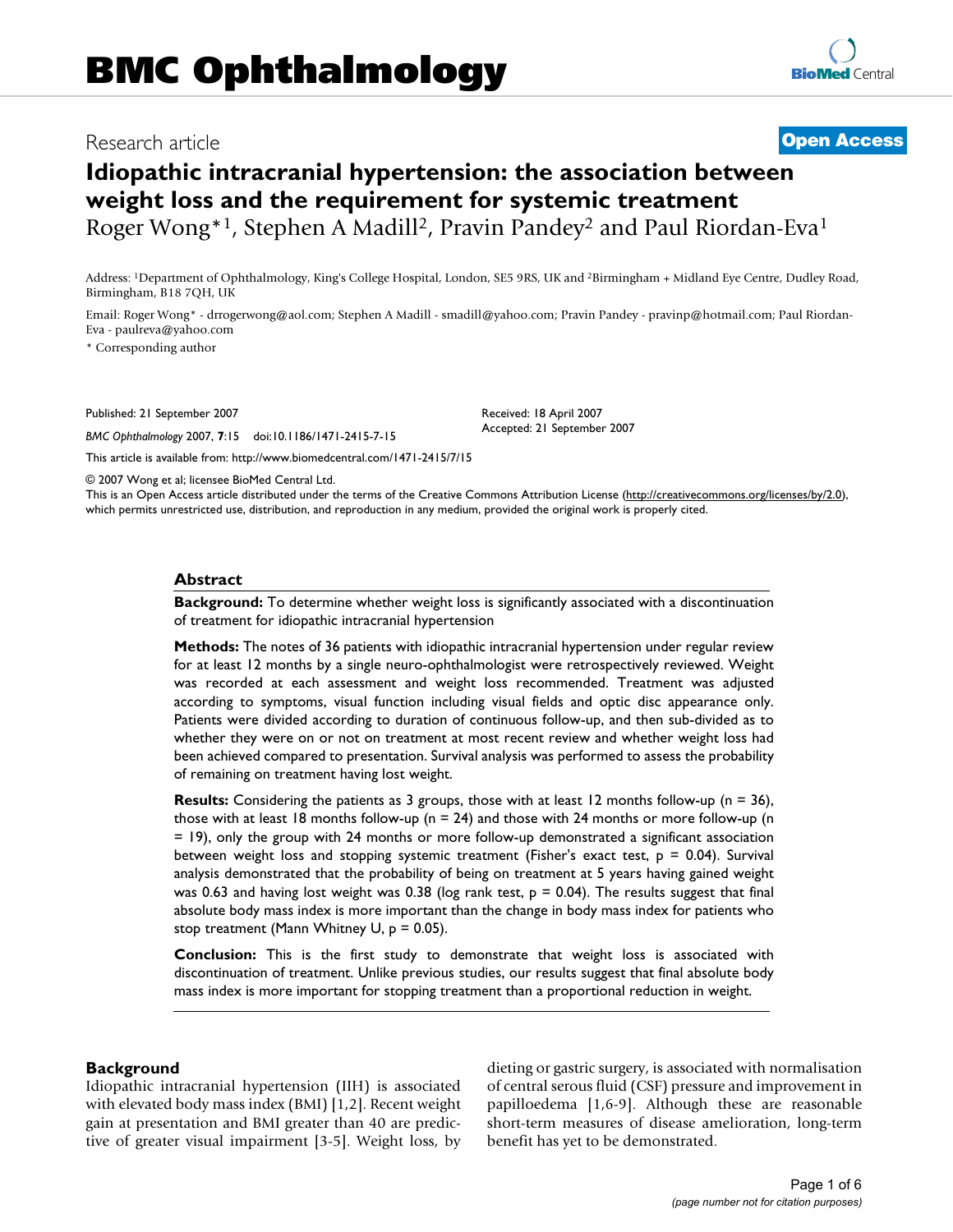# BMC Ophthalmology

Research article

**Open Access**

# Idiopathic intracranial hypertension: the association between weight loss and the requirement for systemic treatment

Roger Wong*[1], Stephen A Madill[2], Pravin Pandey[2] and Paul Riordan-Eva[1]

Address: [1]Department of Ophthalmology, King's College Hospital, London, SE5 9RS, UK and [2]Birmingham + Midland Eye Centre, Dudley Road, Birmingham, B18 7QH, UK

Email: Roger Wong* - drrogerwong@aol.com; Stephen A Madill - smadill@yahoo.com; Pravin Pandey - pravinp@hotmail.com; Paul Riordan-Eva - paulreva@yahoo.com

* Corresponding author

Published: 21 September 2007

*BMC Ophthalmology* 2007, **7**:15 doi:10.1186/1471-2415-7-15

Received: 18 April 2007
Accepted: 21 September 2007

This article is available from: http://www.biomedcentral.com/1471-2415/7/15

© 2007 Wong et al; licensee BioMed Central Ltd.
This is an Open Access article distributed under the terms of the Creative Commons Attribution License (http://creativecommons.org/licenses/by/2.0), which permits unrestricted use, distribution, and reproduction in any medium, provided the original work is properly cited.

## Abstract

**Background:** To determine whether weight loss is significantly associated with a discontinuation of treatment for idiopathic intracranial hypertension

**Methods:** The notes of 36 patients with idiopathic intracranial hypertension under regular review for at least 12 months by a single neuro-ophthalmologist were retrospectively reviewed. Weight was recorded at each assessment and weight loss recommended. Treatment was adjusted according to symptoms, visual function including visual fields and optic disc appearance only. Patients were divided according to duration of continuous follow-up, and then sub-divided as to whether they were on or not on treatment at most recent review and whether weight loss had been achieved compared to presentation. Survival analysis was performed to assess the probability of remaining on treatment having lost weight.

**Results:** Considering the patients as 3 groups, those with at least 12 months follow-up (n = 36), those with at least 18 months follow-up (n = 24) and those with 24 months or more follow-up (n = 19), only the group with 24 months or more follow-up demonstrated a significant association between weight loss and stopping systemic treatment (Fisher's exact test, $p = 0.04$). Survival analysis demonstrated that the probability of being on treatment at 5 years having gained weight was 0.63 and having lost weight was 0.38 (log rank test, $p = 0.04$). The results suggest that final absolute body mass index is more important than the change in body mass index for patients who stop treatment (Mann Whitney U, $p = 0.05$).

**Conclusion:** This is the first study to demonstrate that weight loss is associated with discontinuation of treatment. Unlike previous studies, our results suggest that final absolute body mass index is more important for stopping treatment than a proportional reduction in weight.

## Background

Idiopathic intracranial hypertension (IIH) is associated with elevated body mass index (BMI) [1,2]. Recent weight gain at presentation and BMI greater than 40 are predictive of greater visual impairment [3-5]. Weight loss, by dieting or gastric surgery, is associated with normalisation of central serous fluid (CSF) pressure and improvement in papilloedema [1,6-9]. Although these are reasonable short-term measures of disease amelioration, long-term benefit has yet to be demonstrated.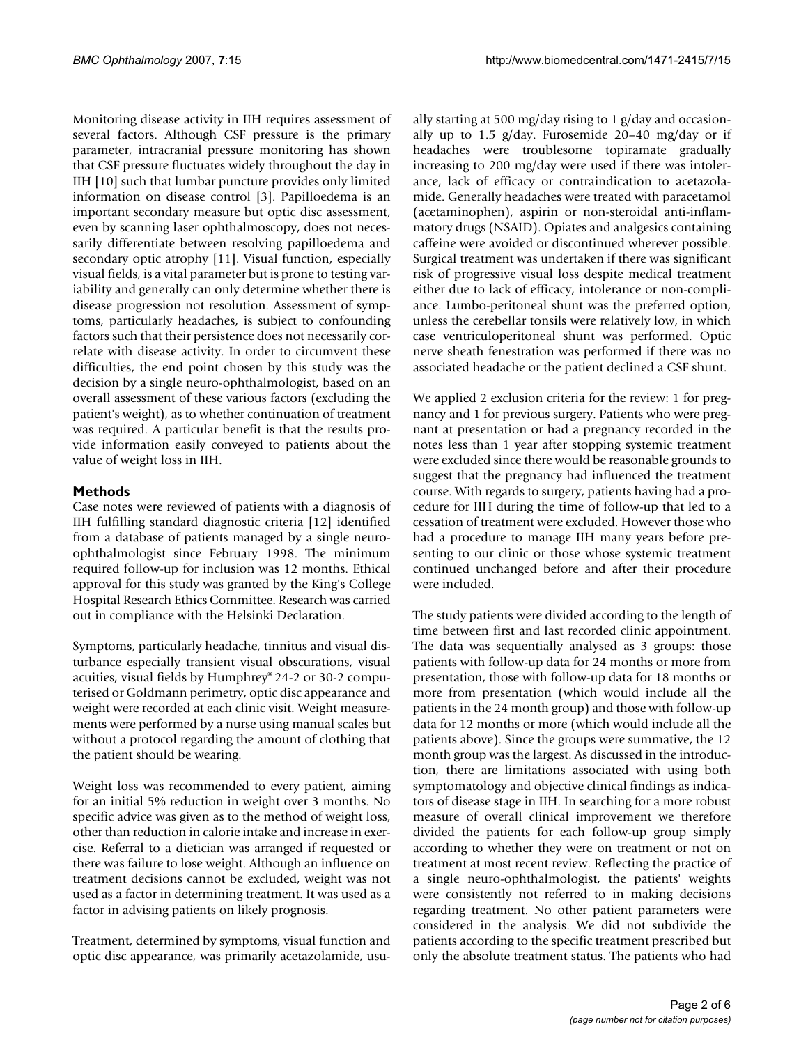Monitoring disease activity in IIH requires assessment of several factors. Although CSF pressure is the primary parameter, intracranial pressure monitoring has shown that CSF pressure fluctuates widely throughout the day in IIH [10] such that lumbar puncture provides only limited information on disease control [3]. Papilloedema is an important secondary measure but optic disc assessment, even by scanning laser ophthalmoscopy, does not necessarily differentiate between resolving papilloedema and secondary optic atrophy [11]. Visual function, especially visual fields, is a vital parameter but is prone to testing variability and generally can only determine whether there is disease progression not resolution. Assessment of symptoms, particularly headaches, is subject to confounding factors such that their persistence does not necessarily correlate with disease activity. In order to circumvent these difficulties, the end point chosen by this study was the decision by a single neuro-ophthalmologist, based on an overall assessment of these various factors (excluding the patient's weight), as to whether continuation of treatment was required. A particular benefit is that the results provide information easily conveyed to patients about the value of weight loss in IIH.

## Methods

Case notes were reviewed of patients with a diagnosis of IIH fulfilling standard diagnostic criteria [12] identified from a database of patients managed by a single neuro-ophthalmologist since February 1998. The minimum required follow-up for inclusion was 12 months. Ethical approval for this study was granted by the King's College Hospital Research Ethics Committee. Research was carried out in compliance with the Helsinki Declaration.

Symptoms, particularly headache, tinnitus and visual disturbance especially transient visual obscurations, visual acuities, visual fields by Humphrey® 24-2 or 30-2 computerised or Goldmann perimetry, optic disc appearance and weight were recorded at each clinic visit. Weight measurements were performed by a nurse using manual scales but without a protocol regarding the amount of clothing that the patient should be wearing.

Weight loss was recommended to every patient, aiming for an initial 5% reduction in weight over 3 months. No specific advice was given as to the method of weight loss, other than reduction in calorie intake and increase in exercise. Referral to a dietician was arranged if requested or there was failure to lose weight. Although an influence on treatment decisions cannot be excluded, weight was not used as a factor in determining treatment. It was used as a factor in advising patients on likely prognosis.

Treatment, determined by symptoms, visual function and optic disc appearance, was primarily acetazolamide, usually starting at 500 mg/day rising to 1 g/day and occasionally up to 1.5 g/day. Furosemide 20–40 mg/day or if headaches were troublesome topiramate gradually increasing to 200 mg/day were used if there was intolerance, lack of efficacy or contraindication to acetazolamide. Generally headaches were treated with paracetamol (acetaminophen), aspirin or non-steroidal anti-inflammatory drugs (NSAID). Opiates and analgesics containing caffeine were avoided or discontinued wherever possible. Surgical treatment was undertaken if there was significant risk of progressive visual loss despite medical treatment either due to lack of efficacy, intolerance or non-compliance. Lumbo-peritoneal shunt was the preferred option, unless the cerebellar tonsils were relatively low, in which case ventriculoperitoneal shunt was performed. Optic nerve sheath fenestration was performed if there was no associated headache or the patient declined a CSF shunt.

We applied 2 exclusion criteria for the review: 1 for pregnancy and 1 for previous surgery. Patients who were pregnant at presentation or had a pregnancy recorded in the notes less than 1 year after stopping systemic treatment were excluded since there would be reasonable grounds to suggest that the pregnancy had influenced the treatment course. With regards to surgery, patients having had a procedure for IIH during the time of follow-up that led to a cessation of treatment were excluded. However those who had a procedure to manage IIH many years before presenting to our clinic or those whose systemic treatment continued unchanged before and after their procedure were included.

The study patients were divided according to the length of time between first and last recorded clinic appointment. The data was sequentially analysed as 3 groups: those patients with follow-up data for 24 months or more from presentation, those with follow-up data for 18 months or more from presentation (which would include all the patients in the 24 month group) and those with follow-up data for 12 months or more (which would include all the patients above). Since the groups were summative, the 12 month group was the largest. As discussed in the introduction, there are limitations associated with using both symptomatology and objective clinical findings as indicators of disease stage in IIH. In searching for a more robust measure of overall clinical improvement we therefore divided the patients for each follow-up group simply according to whether they were on treatment or not on treatment at most recent review. Reflecting the practice of a single neuro-ophthalmologist, the patients' weights were consistently not referred to in making decisions regarding treatment. No other patient parameters were considered in the analysis. We did not subdivide the patients according to the specific treatment prescribed but only the absolute treatment status. The patients who had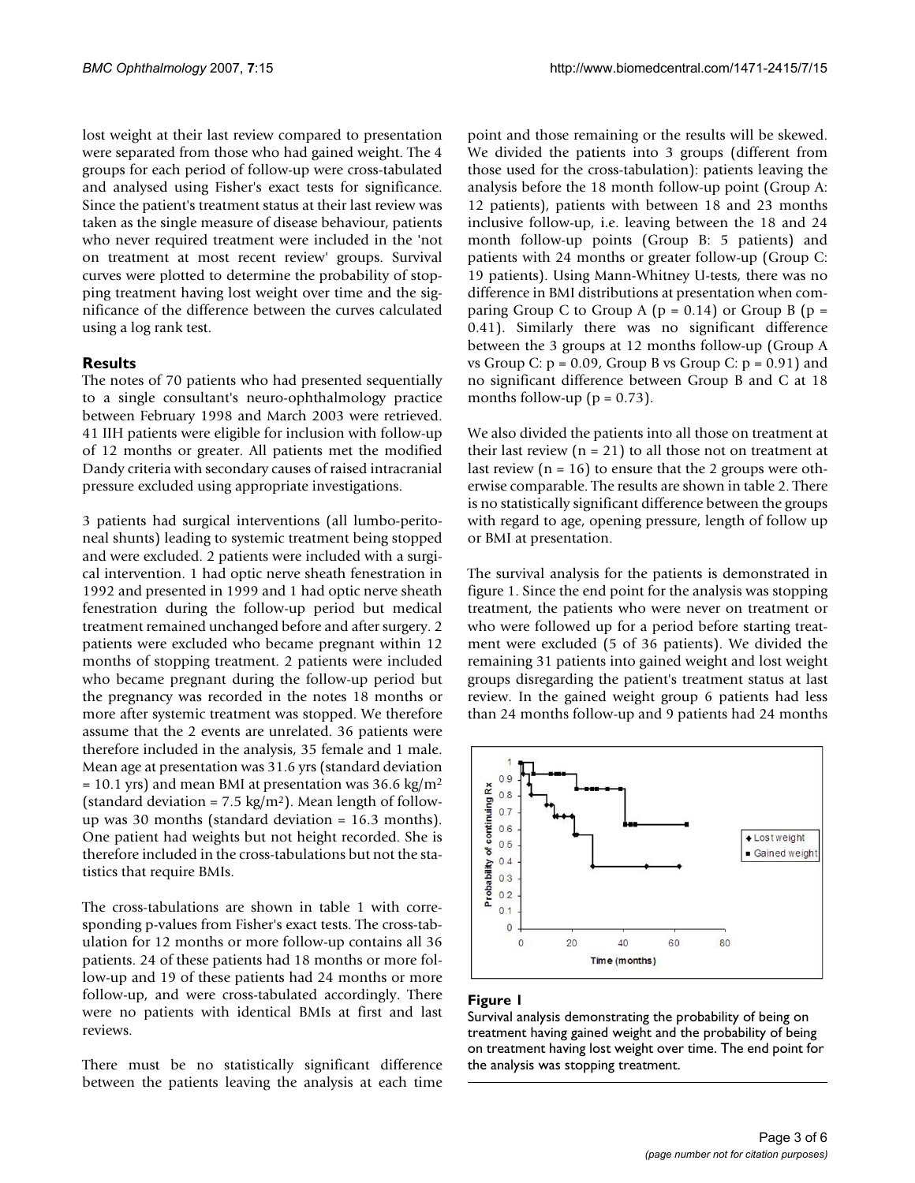lost weight at their last review compared to presentation were separated from those who had gained weight. The 4 groups for each period of follow-up were cross-tabulated and analysed using Fisher's exact tests for significance. Since the patient's treatment status at their last review was taken as the single measure of disease behaviour, patients who never required treatment were included in the 'not on treatment at most recent review' groups. Survival curves were plotted to determine the probability of stopping treatment having lost weight over time and the significance of the difference between the curves calculated using a log rank test.

## Results

The notes of 70 patients who had presented sequentially to a single consultant's neuro-ophthalmology practice between February 1998 and March 2003 were retrieved. 41 IIH patients were eligible for inclusion with follow-up of 12 months or greater. All patients met the modified Dandy criteria with secondary causes of raised intracranial pressure excluded using appropriate investigations.

3 patients had surgical interventions (all lumbo-peritoneal shunts) leading to systemic treatment being stopped and were excluded. 2 patients were included with a surgical intervention. 1 had optic nerve sheath fenestration in 1992 and presented in 1999 and 1 had optic nerve sheath fenestration during the follow-up period but medical treatment remained unchanged before and after surgery. 2 patients were excluded who became pregnant within 12 months of stopping treatment. 2 patients were included who became pregnant during the follow-up period but the pregnancy was recorded in the notes 18 months or more after systemic treatment was stopped. We therefore assume that the 2 events are unrelated. 36 patients were therefore included in the analysis, 35 female and 1 male. Mean age at presentation was 31.6 yrs (standard deviation = 10.1 yrs) and mean BMI at presentation was 36.6 kg/m$^2$ (standard deviation = 7.5 kg/m$^2$). Mean length of follow-up was 30 months (standard deviation = 16.3 months). One patient had weights but not height recorded. She is therefore included in the cross-tabulations but not the statistics that require BMIs.

The cross-tabulations are shown in table 1 with corresponding p-values from Fisher's exact tests. The cross-tabulation for 12 months or more follow-up contains all 36 patients. 24 of these patients had 18 months or more follow-up and 19 of these patients had 24 months or more follow-up, and were cross-tabulated accordingly. There were no patients with identical BMIs at first and last reviews.

There must be no statistically significant difference between the patients leaving the analysis at each time point and those remaining or the results will be skewed. We divided the patients into 3 groups (different from those used for the cross-tabulation): patients leaving the analysis before the 18 month follow-up point (Group A: 12 patients), patients with between 18 and 23 months inclusive follow-up, i.e. leaving between the 18 and 24 month follow-up points (Group B: 5 patients) and patients with 24 months or greater follow-up (Group C: 19 patients). Using Mann-Whitney U-tests, there was no difference in BMI distributions at presentation when comparing Group C to Group A ($p = 0.14$) or Group B ($p = 0.41$). Similarly there was no significant difference between the 3 groups at 12 months follow-up (Group A vs Group C: $p = 0.09$, Group B vs Group C: $p = 0.91$) and no significant difference between Group B and C at 18 months follow-up ($p = 0.73$).

We also divided the patients into all those on treatment at their last review (n = 21) to all those not on treatment at last review (n = 16) to ensure that the 2 groups were otherwise comparable. The results are shown in table 2. There is no statistically significant difference between the groups with regard to age, opening pressure, length of follow up or BMI at presentation.

The survival analysis for the patients is demonstrated in figure 1. Since the end point for the analysis was stopping treatment, the patients who were never on treatment or who were followed up for a period before starting treatment were excluded (5 of 36 patients). We divided the remaining 31 patients into gained weight and lost weight groups disregarding the patient's treatment status at last review. In the gained weight group 6 patients had less than 24 months follow-up and 9 patients had 24 months

**Figure 1**

Survival analysis demonstrating the probability of being on treatment having gained weight and the probability of being on treatment having lost weight over time. The end point for the analysis was stopping treatment.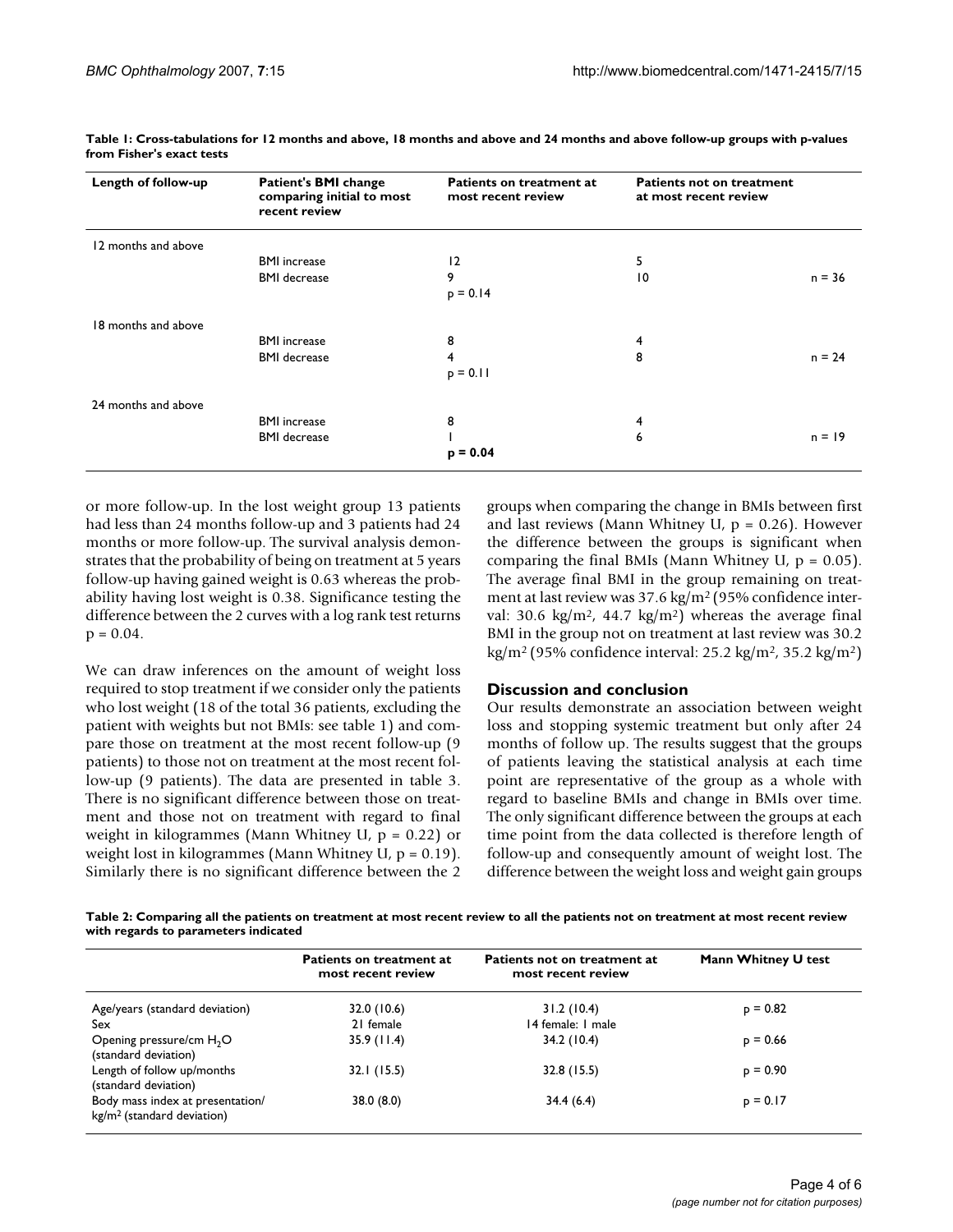**Table 1: Cross-tabulations for 12 months and above, 18 months and above and 24 months and above follow-up groups with p-values from Fisher's exact tests**

| Length of follow-up | Patient's BMI change comparing initial to most recent review | Patients on treatment at most recent review | Patients not on treatment at most recent review | |
|---|---|---|---|---|
| 12 months and above | | | | |
| | BMI increase | 12 | 5 | |
| | BMI decrease | 9 | 10 | n = 36 |
| | | p = 0.14 | | |
| 18 months and above | | | | |
| | BMI increase | 8 | 4 | |
| | BMI decrease | 4 | 8 | n = 24 |
| | | p = 0.11 | | |
| 24 months and above | | | | |
| | BMI increase | 8 | 4 | |
| | BMI decrease | 1 | 6 | n = 19 |
| | | **p = 0.04** | | |

or more follow-up. In the lost weight group 13 patients had less than 24 months follow-up and 3 patients had 24 months or more follow-up. The survival analysis demonstrates that the probability of being on treatment at 5 years follow-up having gained weight is 0.63 whereas the probability having lost weight is 0.38. Significance testing the difference between the 2 curves with a log rank test returns p = 0.04.

We can draw inferences on the amount of weight loss required to stop treatment if we consider only the patients who lost weight (18 of the total 36 patients, excluding the patient with weights but not BMIs: see table 1) and compare those on treatment at the most recent follow-up (9 patients) to those not on treatment at the most recent follow-up (9 patients). The data are presented in table 3. There is no significant difference between those on treatment and those not on treatment with regard to final weight in kilogrammes (Mann Whitney U, p = 0.22) or weight lost in kilogrammes (Mann Whitney U, p = 0.19). Similarly there is no significant difference between the 2 groups when comparing the change in BMIs between first and last reviews (Mann Whitney U, p = 0.26). However the difference between the groups is significant when comparing the final BMIs (Mann Whitney U, p = 0.05). The average final BMI in the group remaining on treatment at last review was 37.6 kg/m$^2$ (95% confidence interval: 30.6 kg/m$^2$, 44.7 kg/m$^2$) whereas the average final BMI in the group not on treatment at last review was 30.2 kg/m$^2$ (95% confidence interval: 25.2 kg/m$^2$, 35.2 kg/m$^2$)

## Discussion and conclusion

Our results demonstrate an association between weight loss and stopping systemic treatment but only after 24 months of follow up. The results suggest that the groups of patients leaving the statistical analysis at each time point are representative of the group as a whole with regard to baseline BMIs and change in BMIs over time. The only significant difference between the groups at each time point from the data collected is therefore length of follow-up and consequently amount of weight lost. The difference between the weight loss and weight gain groups

**Table 2: Comparing all the patients on treatment at most recent review to all the patients not on treatment at most recent review with regards to parameters indicated**

| | Patients on treatment at most recent review | Patients not on treatment at most recent review | Mann Whitney U test |
|---|---|---|---|
| Age/years (standard deviation) | 32.0 (10.6) | 31.2 (10.4) | p = 0.82 |
| Sex | 21 female | 14 female: 1 male | |
| Opening pressure/cm $H_2O$ (standard deviation) | 35.9 (11.4) | 34.2 (10.4) | p = 0.66 |
| Length of follow up/months (standard deviation) | 32.1 (15.5) | 32.8 (15.5) | p = 0.90 |
| Body mass index at presentation/ kg/m$^2$ (standard deviation) | 38.0 (8.0) | 34.4 (6.4) | p = 0.17 |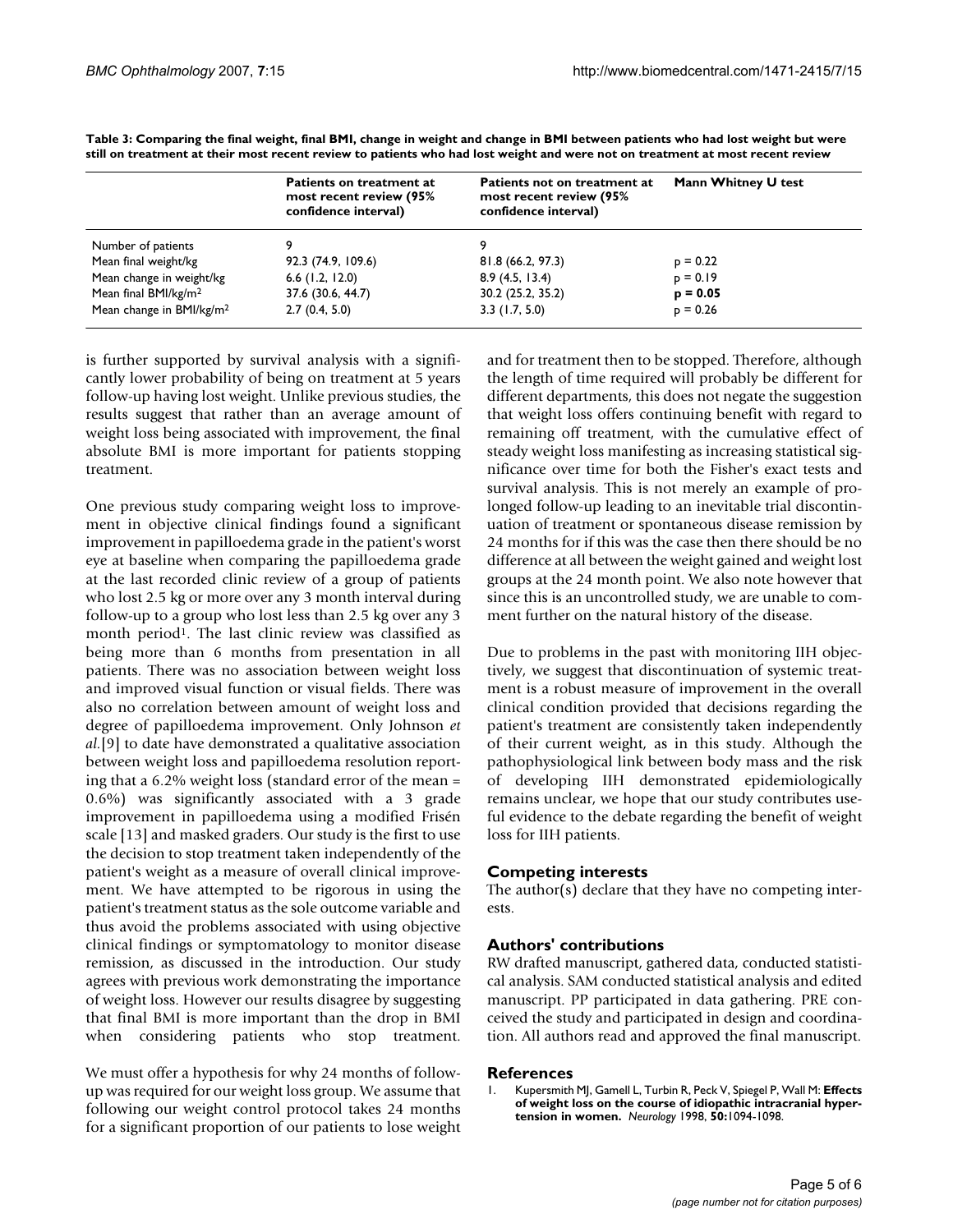**Table 3: Comparing the final weight, final BMI, change in weight and change in BMI between patients who had lost weight but were still on treatment at their most recent review to patients who had lost weight and were not on treatment at most recent review**

| | Patients on treatment at most recent review (95% confidence interval) | Patients not on treatment at most recent review (95% confidence interval) | Mann Whitney U test |
|---|---|---|---|
| Number of patients | 9 | 9 | |
| Mean final weight/kg | 92.3 (74.9, 109.6) | 81.8 (66.2, 97.3) | p = 0.22 |
| Mean change in weight/kg | 6.6 (1.2, 12.0) | 8.9 (4.5, 13.4) | p = 0.19 |
| Mean final BMI/kg/m$^2$ | 37.6 (30.6, 44.7) | 30.2 (25.2, 35.2) | **p = 0.05** |
| Mean change in BMI/kg/m$^2$ | 2.7 (0.4, 5.0) | 3.3 (1.7, 5.0) | p = 0.26 |

is further supported by survival analysis with a significantly lower probability of being on treatment at 5 years follow-up having lost weight. Unlike previous studies, the results suggest that rather than an average amount of weight loss being associated with improvement, the final absolute BMI is more important for patients stopping treatment.

One previous study comparing weight loss to improvement in objective clinical findings found a significant improvement in papilloedema grade in the patient's worst eye at baseline when comparing the papilloedema grade at the last recorded clinic review of a group of patients who lost 2.5 kg or more over any 3 month interval during follow-up to a group who lost less than 2.5 kg over any 3 month period[1]. The last clinic review was classified as being more than 6 months from presentation in all patients. There was no association between weight loss and improved visual function or visual fields. There was also no correlation between amount of weight loss and degree of papilloedema improvement. Only Johnson *et al.*[9] to date have demonstrated a qualitative association between weight loss and papilloedema resolution reporting that a 6.2% weight loss (standard error of the mean = 0.6%) was significantly associated with a 3 grade improvement in papilloedema using a modified Frisén scale [13] and masked graders. Our study is the first to use the decision to stop treatment taken independently of the patient's weight as a measure of overall clinical improvement. We have attempted to be rigorous in using the patient's treatment status as the sole outcome variable and thus avoid the problems associated with using objective clinical findings or symptomatology to monitor disease remission, as discussed in the introduction. Our study agrees with previous work demonstrating the importance of weight loss. However our results disagree by suggesting that final BMI is more important than the drop in BMI when considering patients who stop treatment.

We must offer a hypothesis for why 24 months of follow-up was required for our weight loss group. We assume that following our weight control protocol takes 24 months for a significant proportion of our patients to lose weight and for treatment then to be stopped. Therefore, although the length of time required will probably be different for different departments, this does not negate the suggestion that weight loss offers continuing benefit with regard to remaining off treatment, with the cumulative effect of steady weight loss manifesting as increasing statistical significance over time for both the Fisher's exact tests and survival analysis. This is not merely an example of prolonged follow-up leading to an inevitable trial discontinuation of treatment or spontaneous disease remission by 24 months for if this was the case then there should be no difference at all between the weight gained and weight lost groups at the 24 month point. We also note however that since this is an uncontrolled study, we are unable to comment further on the natural history of the disease.

Due to problems in the past with monitoring IIH objectively, we suggest that discontinuation of systemic treatment is a robust measure of improvement in the overall clinical condition provided that decisions regarding the patient's treatment are consistently taken independently of their current weight, as in this study. Although the pathophysiological link between body mass and the risk of developing IIH demonstrated epidemiologically remains unclear, we hope that our study contributes useful evidence to the debate regarding the benefit of weight loss for IIH patients.

## Competing interests

The author(s) declare that they have no competing interests.

## Authors' contributions

RW drafted manuscript, gathered data, conducted statistical analysis. SAM conducted statistical analysis and edited manuscript. PP participated in data gathering. PRE conceived the study and participated in design and coordination. All authors read and approved the final manuscript.

## References

1. Kupersmith MJ, Gamell L, Turbin R, Peck V, Spiegel P, Wall M: **Effects of weight loss on the course of idiopathic intracranial hypertension in women.** *Neurology* 1998, **50:**1094-1098.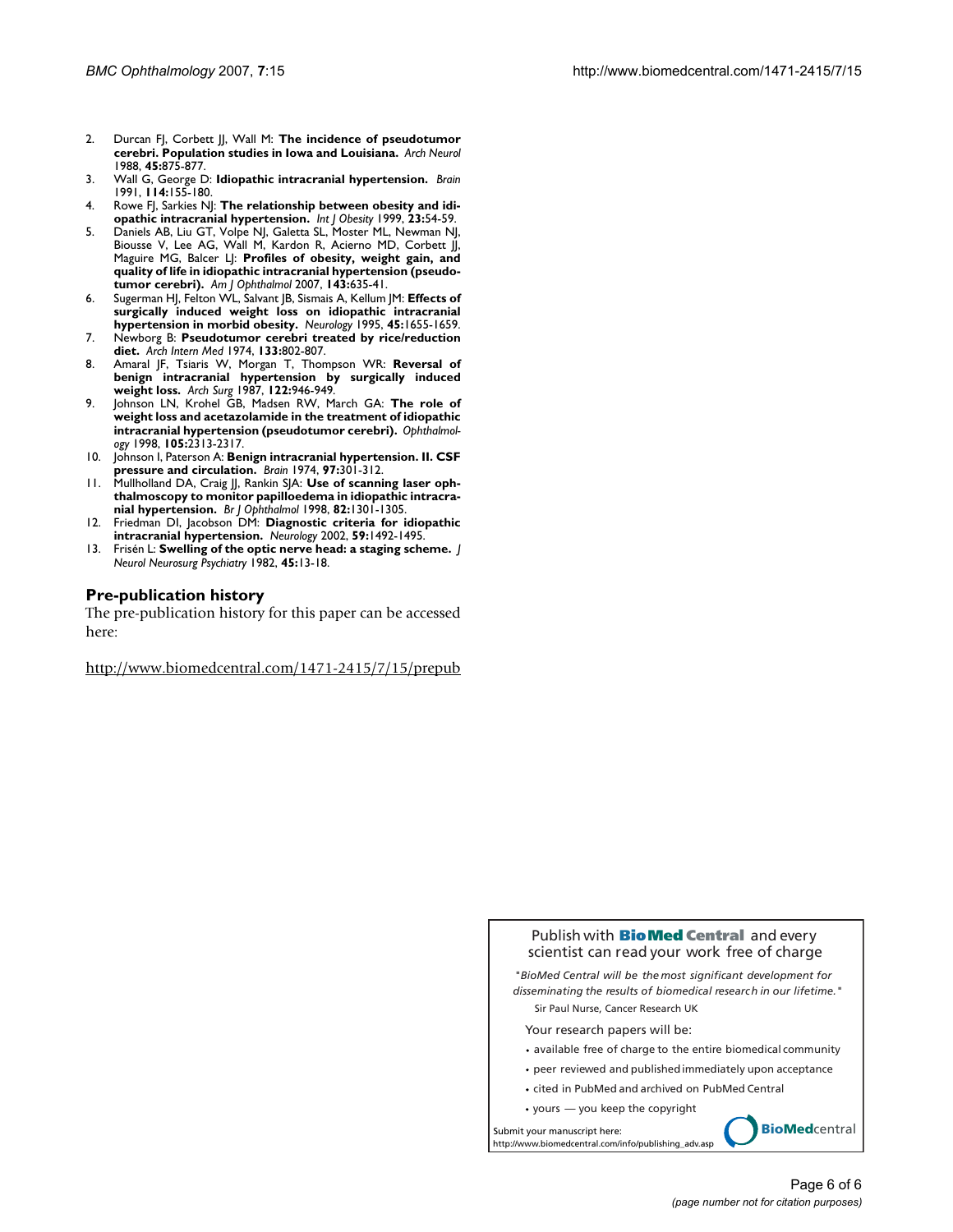2. Durcan FJ, Corbett JJ, Wall M: **The incidence of pseudotumor cerebri. Population studies in Iowa and Louisiana.** *Arch Neurol* 1988, **45:**875-877.
3. Wall G, George D: **Idiopathic intracranial hypertension.** *Brain* 1991, **114:**155-180.
4. Rowe FJ, Sarkies NJ: **The relationship between obesity and idiopathic intracranial hypertension.** *Int J Obesity* 1999, **23:**54-59.
5. Daniels AB, Liu GT, Volpe NJ, Galetta SL, Moster ML, Newman NJ, Biousse V, Lee AG, Wall M, Kardon R, Acierno MD, Corbett JJ, Maguire MG, Balcer LJ: **Profiles of obesity, weight gain, and quality of life in idiopathic intracranial hypertension (pseudotumor cerebri).** *Am J Ophthalmol* 2007, **143:**635-41.
6. Sugerman HJ, Felton WL, Salvant JB, Sismais A, Kellum JM: **Effects of surgically induced weight loss on idiopathic intracranial hypertension in morbid obesity.** *Neurology* 1995, **45:**1655-1659.
7. Newborg B: **Pseudotumor cerebri treated by rice/reduction diet.** *Arch Intern Med* 1974, **133:**802-807.
8. Amaral JF, Tsiaris W, Morgan T, Thompson WR: **Reversal of benign intracranial hypertension by surgically induced weight loss.** *Arch Surg* 1987, **122:**946-949.
9. Johnson LN, Krohel GB, Madsen RW, March GA: **The role of weight loss and acetazolamide in the treatment of idiopathic intracranial hypertension (pseudotumor cerebri).** *Ophthalmology* 1998, **105:**2313-2317.
10. Johnson I, Paterson A: **Benign intracranial hypertension. II. CSF pressure and circulation.** *Brain* 1974, **97:**301-312.
11. Mullholland DA, Craig JJ, Rankin SJA: **Use of scanning laser ophthalmoscopy to monitor papilloedema in idiopathic intracranial hypertension.** *Br J Ophthalmol* 1998, **82:**1301-1305.
12. Friedman DI, Jacobson DM: **Diagnostic criteria for idiopathic intracranial hypertension.** *Neurology* 2002, **59:**1492-1495.
13. Frisén L: **Swelling of the optic nerve head: a staging scheme.** *J Neurol Neurosurg Psychiatry* 1982, **45:**13-18.

## Pre-publication history

The pre-publication history for this paper can be accessed here:

http://www.biomedcentral.com/1471-2415/7/15/prepub

Publish with **BioMed Central** and every scientist can read your work free of charge

*"BioMed Central will be the most significant development for disseminating the results of biomedical research in our lifetime."*

Sir Paul Nurse, Cancer Research UK

Your research papers will be:

- available free of charge to the entire biomedical community
- peer reviewed and published immediately upon acceptance
- cited in PubMed and archived on PubMed Central
- yours — you keep the copyright

Submit your manuscript here:
http://www.biomedcentral.com/info/publishing_adv.asp

**BioMed**central